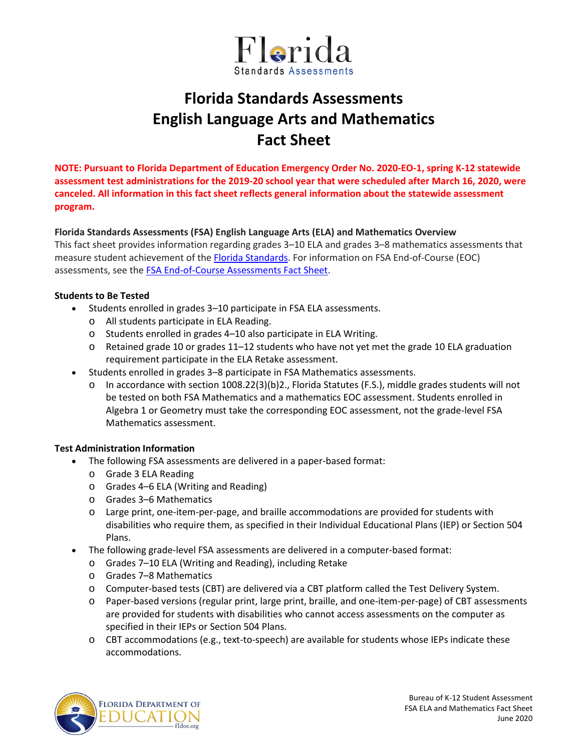# Florida Standards Assessments English Language Arts and Mathematics Fact Sheet

**NOTE: Pursuant to Florida Department of Education Emergency Order No. 2020-EO-1, spring K-12 statewide assessment test administrations for the 2019-20 school year that were scheduled after March 16, 2020, were canceled. All information in this fact sheet reflects general information about the statewide assessment program.**

### Florida Standards Assessments (FSA) English Language Arts (ELA) and Mathematics Overview

This fact sheet provides information regarding grades 3–10 ELA and grades 3–8 mathematics assessments that measure student achievement of the Florida Standards. For information on FSA End-of-Course (EOC) assessments, see the FSA End-of-Course Assessments Fact Sheet.

### Students to Be Tested

- Students enrolled in grades 3–10 participate in FSA ELA assessments.
  - All students participate in ELA Reading.
  - Students enrolled in grades 4–10 also participate in ELA Writing.
  - Retained grade 10 or grades 11–12 students who have not yet met the grade 10 ELA graduation requirement participate in the ELA Retake assessment.
- Students enrolled in grades 3–8 participate in FSA Mathematics assessments.
  - In accordance with section 1008.22(3)(b)2., Florida Statutes (F.S.), middle grades students will not be tested on both FSA Mathematics and a mathematics EOC assessment. Students enrolled in Algebra 1 or Geometry must take the corresponding EOC assessment, not the grade-level FSA Mathematics assessment.

### Test Administration Information

- The following FSA assessments are delivered in a paper-based format:
  - Grade 3 ELA Reading
  - Grades 4–6 ELA (Writing and Reading)
  - Grades 3–6 Mathematics
  - Large print, one-item-per-page, and braille accommodations are provided for students with disabilities who require them, as specified in their Individual Educational Plans (IEP) or Section 504 Plans.
- The following grade-level FSA assessments are delivered in a computer-based format:
  - Grades 7–10 ELA (Writing and Reading), including Retake
  - Grades 7–8 Mathematics
  - Computer-based tests (CBT) are delivered via a CBT platform called the Test Delivery System.
  - Paper-based versions (regular print, large print, braille, and one-item-per-page) of CBT assessments are provided for students with disabilities who cannot access assessments on the computer as specified in their IEPs or Section 504 Plans.
  - CBT accommodations (e.g., text-to-speech) are available for students whose IEPs indicate these accommodations.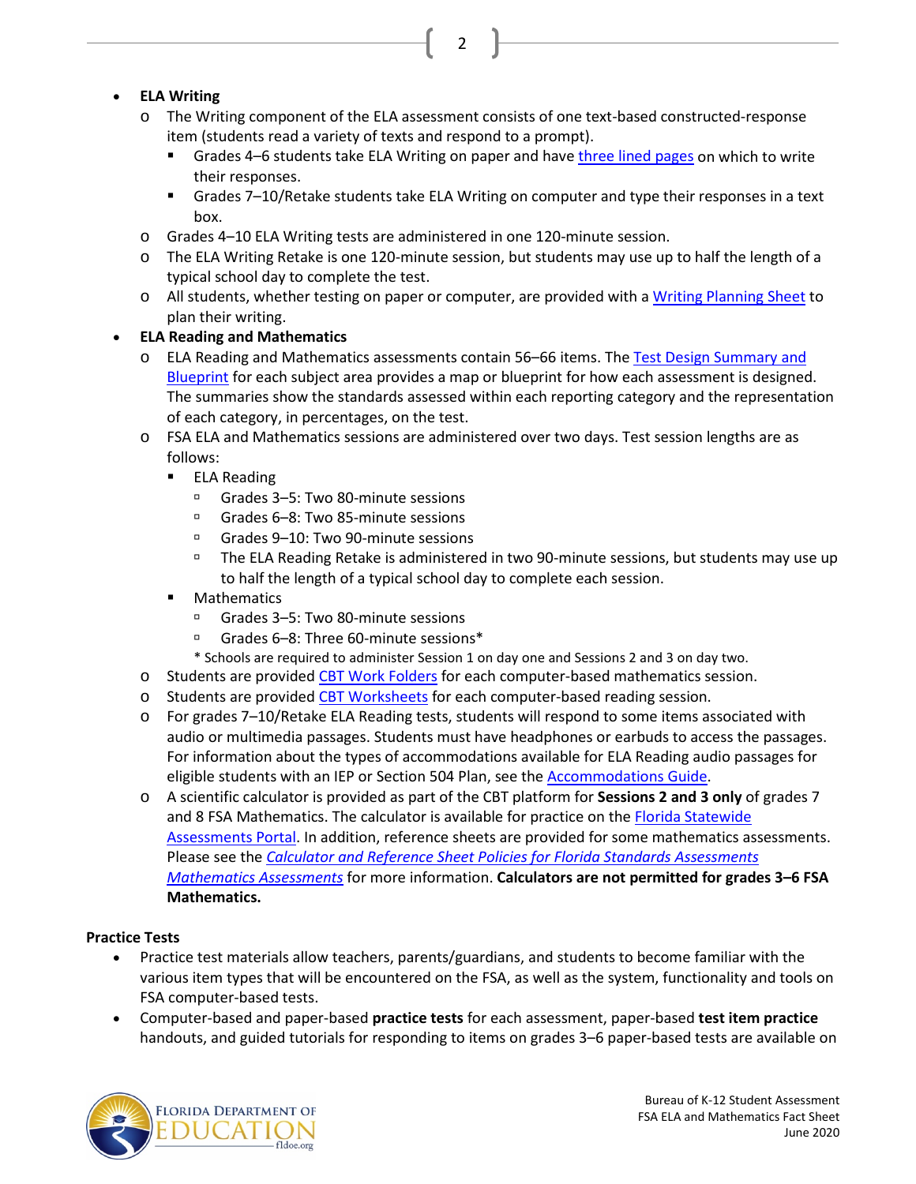- **ELA Writing**
  - The Writing component of the ELA assessment consists of one text-based constructed-response item (students read a variety of texts and respond to a prompt).
    - Grades 4–6 students take ELA Writing on paper and have three lined pages on which to write their responses.
    - Grades 7–10/Retake students take ELA Writing on computer and type their responses in a text box.
  - Grades 4–10 ELA Writing tests are administered in one 120-minute session.
  - The ELA Writing Retake is one 120-minute session, but students may use up to half the length of a typical school day to complete the test.
  - All students, whether testing on paper or computer, are provided with a Writing Planning Sheet to plan their writing.
- **ELA Reading and Mathematics**
  - ELA Reading and Mathematics assessments contain 56–66 items. The Test Design Summary and Blueprint for each subject area provides a map or blueprint for how each assessment is designed. The summaries show the standards assessed within each reporting category and the representation of each category, in percentages, on the test.
  - FSA ELA and Mathematics sessions are administered over two days. Test session lengths are as follows:
    - ELA Reading
      - Grades 3–5: Two 80-minute sessions
      - Grades 6–8: Two 85-minute sessions
      - Grades 9–10: Two 90-minute sessions
      - The ELA Reading Retake is administered in two 90-minute sessions, but students may use up to half the length of a typical school day to complete each session.
    - Mathematics
      - Grades 3–5: Two 80-minute sessions
      - Grades 6–8: Three 60-minute sessions*

    \* Schools are required to administer Session 1 on day one and Sessions 2 and 3 on day two.
  - Students are provided CBT Work Folders for each computer-based mathematics session.
  - Students are provided CBT Worksheets for each computer-based reading session.
  - For grades 7–10/Retake ELA Reading tests, students will respond to some items associated with audio or multimedia passages. Students must have headphones or earbuds to access the passages. For information about the types of accommodations available for ELA Reading audio passages for eligible students with an IEP or Section 504 Plan, see the Accommodations Guide.
  - A scientific calculator is provided as part of the CBT platform for **Sessions 2 and 3 only** of grades 7 and 8 FSA Mathematics. The calculator is available for practice on the Florida Statewide Assessments Portal. In addition, reference sheets are provided for some mathematics assessments. Please see the *Calculator and Reference Sheet Policies for Florida Standards Assessments Mathematics Assessments* for more information. **Calculators are not permitted for grades 3–6 FSA Mathematics.**

**Practice Tests**

- Practice test materials allow teachers, parents/guardians, and students to become familiar with the various item types that will be encountered on the FSA, as well as the system, functionality and tools on FSA computer-based tests.
- Computer-based and paper-based **practice tests** for each assessment, paper-based **test item practice** handouts, and guided tutorials for responding to items on grades 3–6 paper-based tests are available on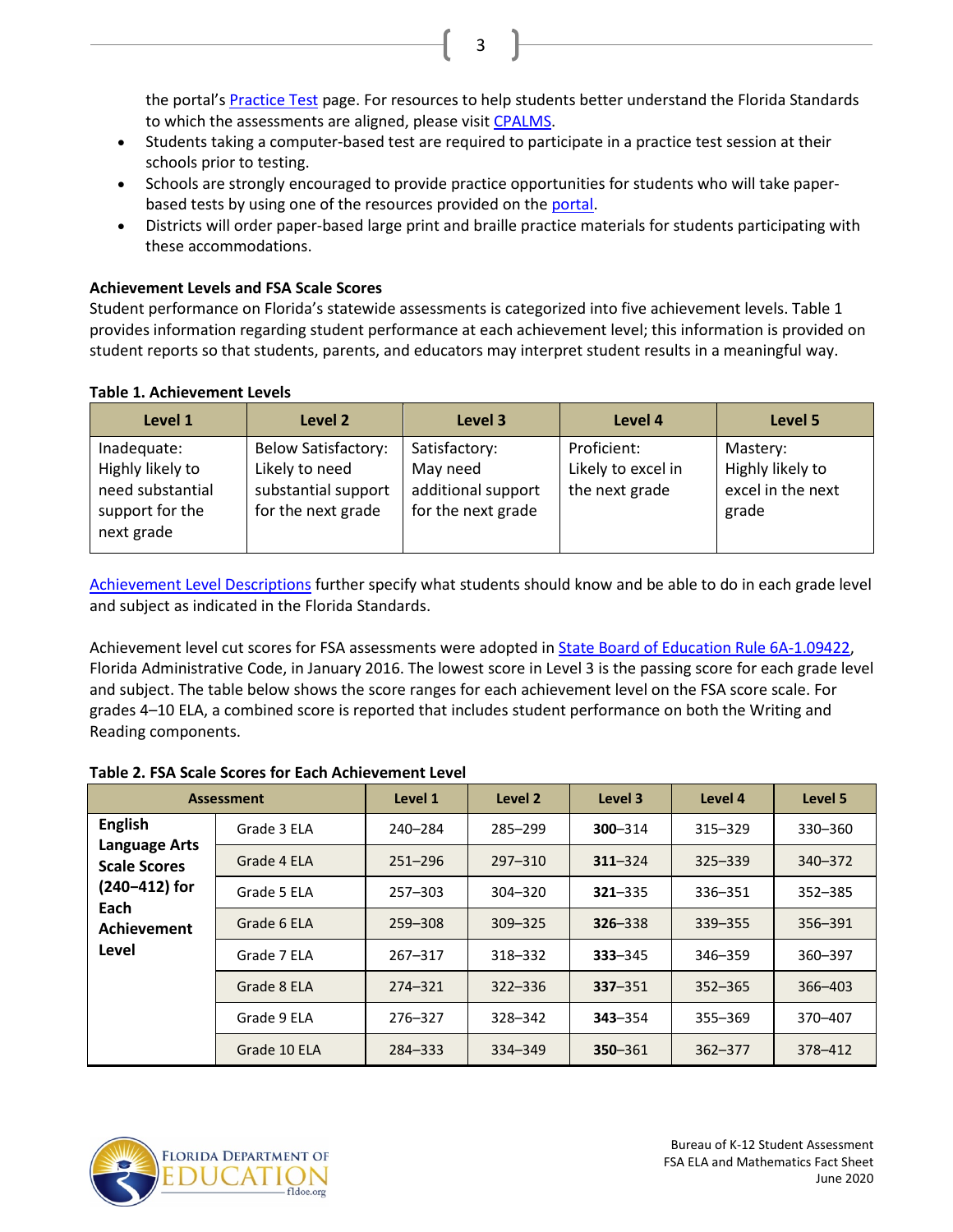the portal's Practice Test page. For resources to help students better understand the Florida Standards to which the assessments are aligned, please visit CPALMS.

- Students taking a computer-based test are required to participate in a practice test session at their schools prior to testing.
- Schools are strongly encouraged to provide practice opportunities for students who will take paper-based tests by using one of the resources provided on the portal.
- Districts will order paper-based large print and braille practice materials for students participating with these accommodations.

**Achievement Levels and FSA Scale Scores**

Student performance on Florida's statewide assessments is categorized into five achievement levels. Table 1 provides information regarding student performance at each achievement level; this information is provided on student reports so that students, parents, and educators may interpret student results in a meaningful way.

**Table 1. Achievement Levels**

| Level 1 | Level 2 | Level 3 | Level 4 | Level 5 |
|---|---|---|---|---|
| Inadequate: Highly likely to need substantial support for the next grade | Below Satisfactory: Likely to need substantial support for the next grade | Satisfactory: May need additional support for the next grade | Proficient: Likely to excel in the next grade | Mastery: Highly likely to excel in the next grade |

Achievement Level Descriptions further specify what students should know and be able to do in each grade level and subject as indicated in the Florida Standards.

Achievement level cut scores for FSA assessments were adopted in State Board of Education Rule 6A-1.09422, Florida Administrative Code, in January 2016. The lowest score in Level 3 is the passing score for each grade level and subject. The table below shows the score ranges for each achievement level on the FSA score scale. For grades 4–10 ELA, a combined score is reported that includes student performance on both the Writing and Reading components.

**Table 2. FSA Scale Scores for Each Achievement Level**

| Assessment | | Level 1 | Level 2 | Level 3 | Level 4 | Level 5 |
|---|---|---|---|---|---|---|
| **English Language Arts Scale Scores (240–412) for Each Achievement Level** | Grade 3 ELA | 240–284 | 285–299 | **300**–314 | 315–329 | 330–360 |
| | Grade 4 ELA | 251–296 | 297–310 | **311**–324 | 325–339 | 340–372 |
| | Grade 5 ELA | 257–303 | 304–320 | **321**–335 | 336–351 | 352–385 |
| | Grade 6 ELA | 259–308 | 309–325 | **326**–338 | 339–355 | 356–391 |
| | Grade 7 ELA | 267–317 | 318–332 | **333**–345 | 346–359 | 360–397 |
| | Grade 8 ELA | 274–321 | 322–336 | **337**–351 | 352–365 | 366–403 |
| | Grade 9 ELA | 276–327 | 328–342 | **343**–354 | 355–369 | 370–407 |
| | Grade 10 ELA | 284–333 | 334–349 | **350**–361 | 362–377 | 378–412 |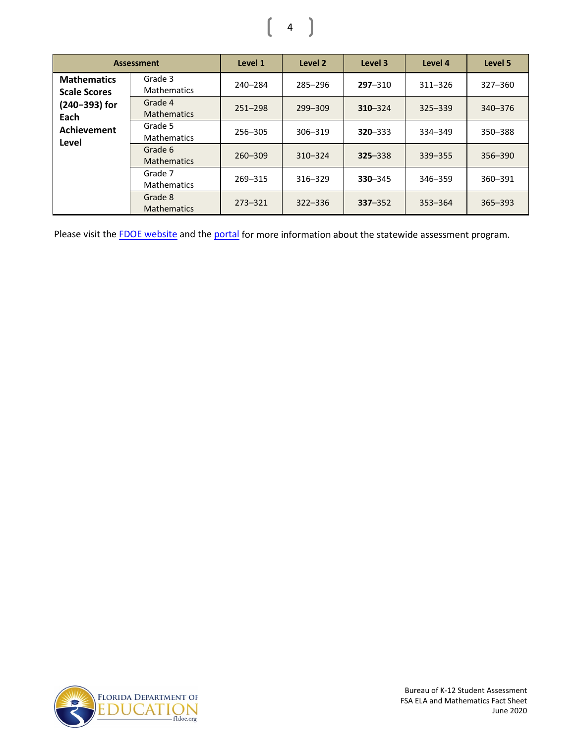| Assessment | | Level 1 | Level 2 | Level 3 | Level 4 | Level 5 |
|---|---|---|---|---|---|---|
| **Mathematics Scale Scores (240–393) for Each Achievement Level** | Grade 3 Mathematics | 240–284 | 285–296 | **297**–310 | 311–326 | 327–360 |
| | Grade 4 Mathematics | 251–298 | 299–309 | **310**–324 | 325–339 | 340–376 |
| | Grade 5 Mathematics | 256–305 | 306–319 | **320**–333 | 334–349 | 350–388 |
| | Grade 6 Mathematics | 260–309 | 310–324 | **325**–338 | 339–355 | 356–390 |
| | Grade 7 Mathematics | 269–315 | 316–329 | **330**–345 | 346–359 | 360–391 |
| | Grade 8 Mathematics | 273–321 | 322–336 | **337**–352 | 353–364 | 365–393 |

Please visit the FDOE website and the portal for more information about the statewide assessment program.